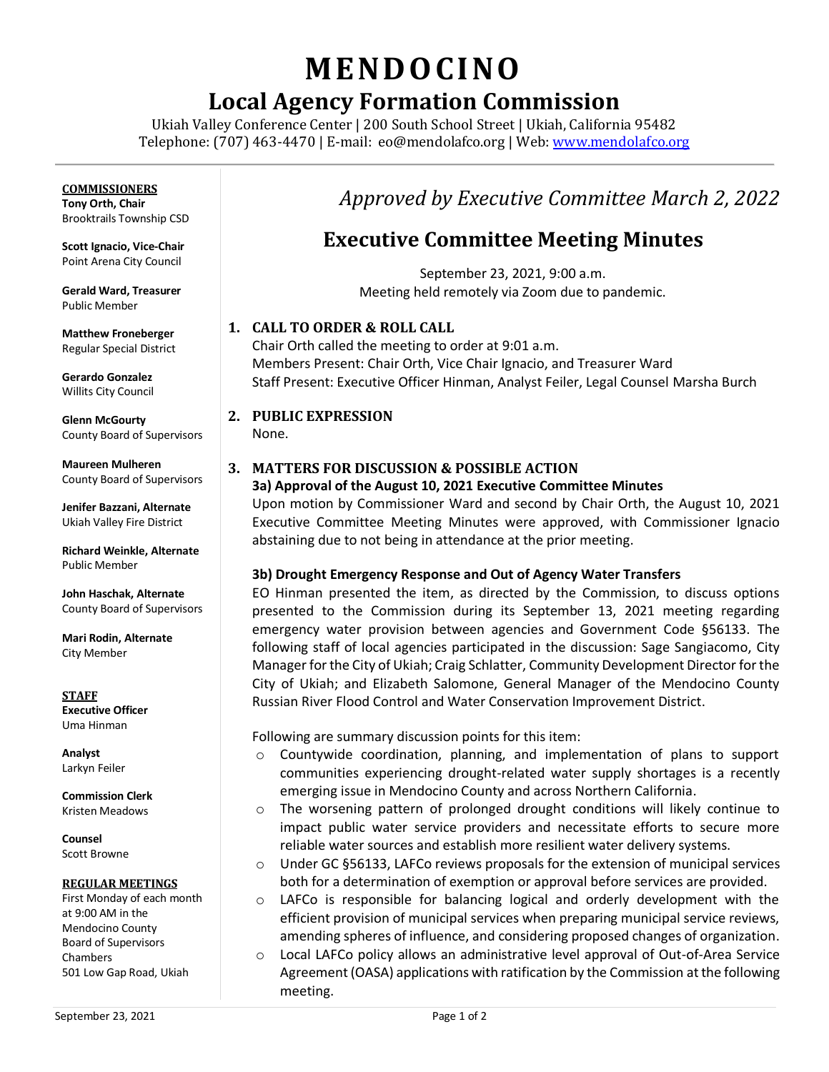# MENDOCINO

## Local Agency Formation Commission

Ukiah Valley Conference Center | 200 South School Street | Ukiah, California 95482
Telephone: (707) 463-4470 | E-mail: eo@mendolafco.org | Web: www.mendolafco.org

**COMMISSIONERS**

**Tony Orth, Chair**
Brooktrails Township CSD

**Scott Ignacio, Vice-Chair**
Point Arena City Council

**Gerald Ward, Treasurer**
Public Member

**Matthew Froneberger**
Regular Special District

**Gerardo Gonzalez**
Willits City Council

**Glenn McGourty**
County Board of Supervisors

**Maureen Mulheren**
County Board of Supervisors

**Jenifer Bazzani, Alternate**
Ukiah Valley Fire District

**Richard Weinkle, Alternate**
Public Member

**John Haschak, Alternate**
County Board of Supervisors

**Mari Rodin, Alternate**
City Member

**STAFF**

**Executive Officer**
Uma Hinman

**Analyst**
Larkyn Feiler

**Commission Clerk**
Kristen Meadows

**Counsel**
Scott Browne

**REGULAR MEETINGS**
First Monday of each month at 9:00 AM in the Mendocino County Board of Supervisors Chambers
501 Low Gap Road, Ukiah

*Approved by Executive Committee March 2, 2022*

## Executive Committee Meeting Minutes

September 23, 2021, 9:00 a.m.
Meeting held remotely via Zoom due to pandemic.

### 1. CALL TO ORDER & ROLL CALL

Chair Orth called the meeting to order at 9:01 a.m.
Members Present: Chair Orth, Vice Chair Ignacio, and Treasurer Ward
Staff Present: Executive Officer Hinman, Analyst Feiler, Legal Counsel Marsha Burch

### 2. PUBLIC EXPRESSION

None.

### 3. MATTERS FOR DISCUSSION & POSSIBLE ACTION

**3a) Approval of the August 10, 2021 Executive Committee Minutes**

Upon motion by Commissioner Ward and second by Chair Orth, the August 10, 2021 Executive Committee Meeting Minutes were approved, with Commissioner Ignacio abstaining due to not being in attendance at the prior meeting.

**3b) Drought Emergency Response and Out of Agency Water Transfers**

EO Hinman presented the item, as directed by the Commission, to discuss options presented to the Commission during its September 13, 2021 meeting regarding emergency water provision between agencies and Government Code §56133. The following staff of local agencies participated in the discussion: Sage Sangiacomo, City Manager for the City of Ukiah; Craig Schlatter, Community Development Director for the City of Ukiah; and Elizabeth Salomone, General Manager of the Mendocino County Russian River Flood Control and Water Conservation Improvement District.

Following are summary discussion points for this item:

- Countywide coordination, planning, and implementation of plans to support communities experiencing drought-related water supply shortages is a recently emerging issue in Mendocino County and across Northern California.
- The worsening pattern of prolonged drought conditions will likely continue to impact public water service providers and necessitate efforts to secure more reliable water sources and establish more resilient water delivery systems.
- Under GC §56133, LAFCo reviews proposals for the extension of municipal services both for a determination of exemption or approval before services are provided.
- LAFCo is responsible for balancing logical and orderly development with the efficient provision of municipal services when preparing municipal service reviews, amending spheres of influence, and considering proposed changes of organization.
- Local LAFCo policy allows an administrative level approval of Out-of-Area Service Agreement (OASA) applications with ratification by the Commission at the following meeting.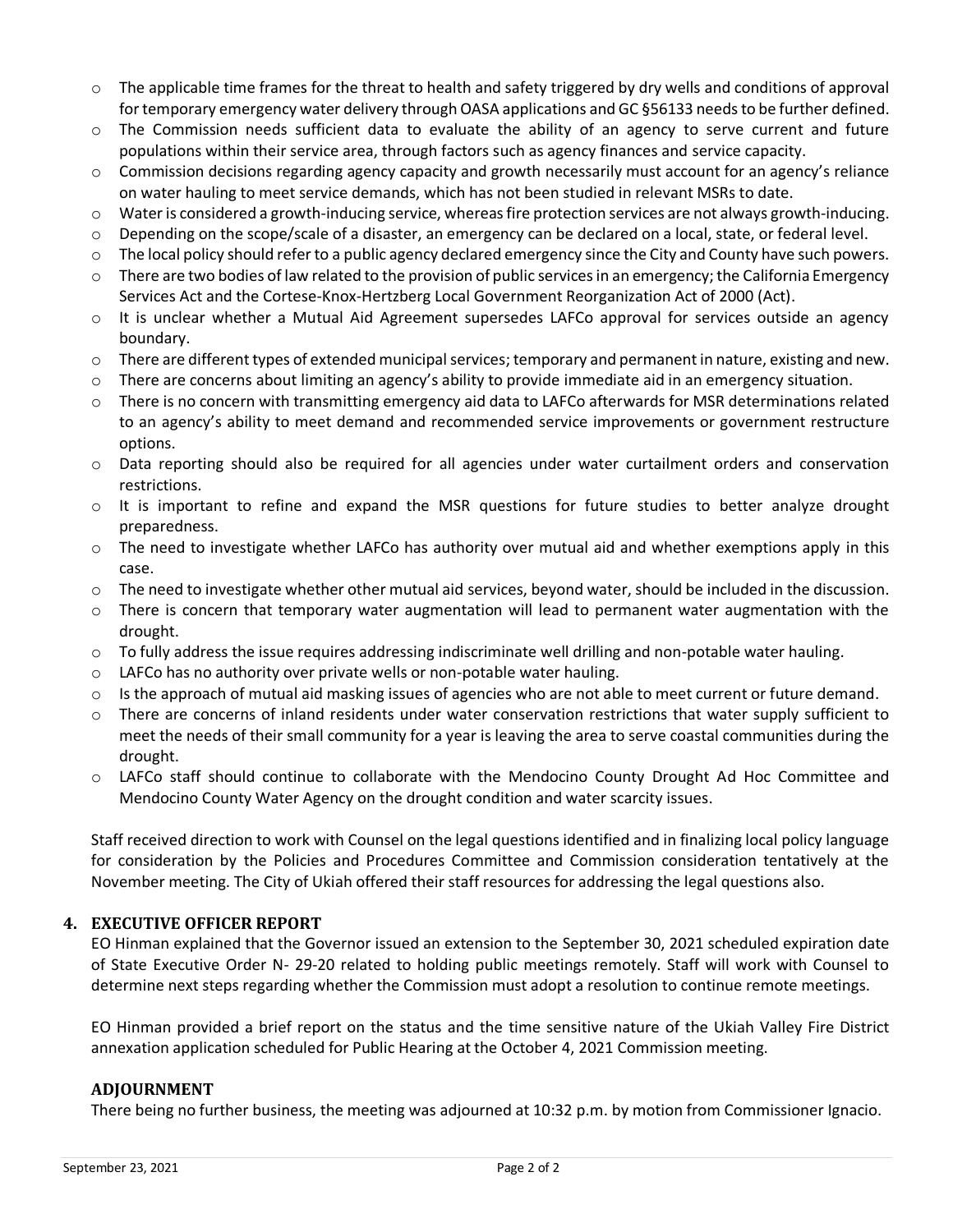- The applicable time frames for the threat to health and safety triggered by dry wells and conditions of approval for temporary emergency water delivery through OASA applications and GC §56133 needs to be further defined.
- The Commission needs sufficient data to evaluate the ability of an agency to serve current and future populations within their service area, through factors such as agency finances and service capacity.
- Commission decisions regarding agency capacity and growth necessarily must account for an agency's reliance on water hauling to meet service demands, which has not been studied in relevant MSRs to date.
- Water is considered a growth-inducing service, whereas fire protection services are not always growth-inducing.
- Depending on the scope/scale of a disaster, an emergency can be declared on a local, state, or federal level.
- The local policy should refer to a public agency declared emergency since the City and County have such powers.
- There are two bodies of law related to the provision of public services in an emergency; the California Emergency Services Act and the Cortese-Knox-Hertzberg Local Government Reorganization Act of 2000 (Act).
- It is unclear whether a Mutual Aid Agreement supersedes LAFCo approval for services outside an agency boundary.
- There are different types of extended municipal services; temporary and permanent in nature, existing and new.
- There are concerns about limiting an agency's ability to provide immediate aid in an emergency situation.
- There is no concern with transmitting emergency aid data to LAFCo afterwards for MSR determinations related to an agency's ability to meet demand and recommended service improvements or government restructure options.
- Data reporting should also be required for all agencies under water curtailment orders and conservation restrictions.
- It is important to refine and expand the MSR questions for future studies to better analyze drought preparedness.
- The need to investigate whether LAFCo has authority over mutual aid and whether exemptions apply in this case.
- The need to investigate whether other mutual aid services, beyond water, should be included in the discussion.
- There is concern that temporary water augmentation will lead to permanent water augmentation with the drought.
- To fully address the issue requires addressing indiscriminate well drilling and non-potable water hauling.
- LAFCo has no authority over private wells or non-potable water hauling.
- Is the approach of mutual aid masking issues of agencies who are not able to meet current or future demand.
- There are concerns of inland residents under water conservation restrictions that water supply sufficient to meet the needs of their small community for a year is leaving the area to serve coastal communities during the drought.
- LAFCo staff should continue to collaborate with the Mendocino County Drought Ad Hoc Committee and Mendocino County Water Agency on the drought condition and water scarcity issues.

Staff received direction to work with Counsel on the legal questions identified and in finalizing local policy language for consideration by the Policies and Procedures Committee and Commission consideration tentatively at the November meeting. The City of Ukiah offered their staff resources for addressing the legal questions also.

## 4. EXECUTIVE OFFICER REPORT

EO Hinman explained that the Governor issued an extension to the September 30, 2021 scheduled expiration date of State Executive Order N- 29-20 related to holding public meetings remotely. Staff will work with Counsel to determine next steps regarding whether the Commission must adopt a resolution to continue remote meetings.

EO Hinman provided a brief report on the status and the time sensitive nature of the Ukiah Valley Fire District annexation application scheduled for Public Hearing at the October 4, 2021 Commission meeting.

## ADJOURNMENT

There being no further business, the meeting was adjourned at 10:32 p.m. by motion from Commissioner Ignacio.